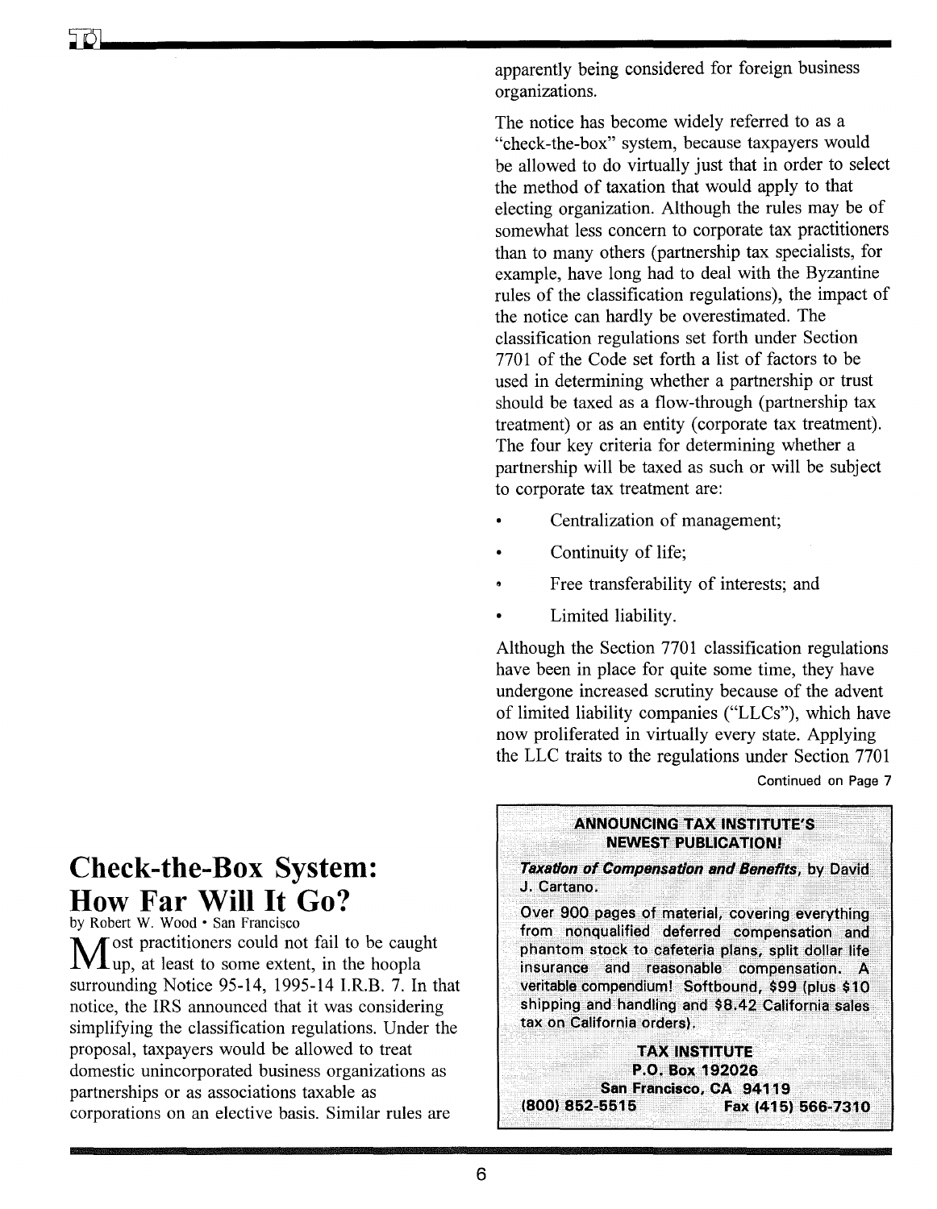# Check-the-Box System: How Far Will It Go?

by Robert W. Wood • San Francisco

Most practitioners could not fail to be caught up, at least to some extent, in the hoopla surrounding Notice 95-14, 1995-14 I.R.B. 7. In that notice, the IRS announced that it was considering simplifying the classification regulations. Under the proposal, taxpayers would be allowed to treat domestic unincorporated business organizations as partnerships or as associations taxable as corporations on an elective basis. Similar rules are apparently being considered for foreign business organizations.

The notice has become widely referred to as a "check-the-box" system, because taxpayers would be allowed to do virtually just that in order to select the method of taxation that would apply to that electing organization. Although the rules may be of somewhat less concern to corporate tax practitioners than to many others (partnership tax specialists, for example, have long had to deal with the Byzantine rules of the classification regulations), the impact of the notice can hardly be overestimated. The classification regulations set forth under Section 7701 of the Code set forth a list of factors to be used in determining whether a partnership or trust should be taxed as a flow-through (partnership tax treatment) or as an entity (corporate tax treatment). The four key criteria for determining whether a partnership will be taxed as such or will be subject to corporate tax treatment are:

- Centralization of management;
- Continuity of life;
- Free transferability of interests; and
- Limited liability.

Although the Section 7701 classification regulations have been in place for quite some time, they have undergone increased scrutiny because of the advent of limited liability companies ("LLCs"), which have now proliferated in virtually every state. Applying the LLC traits to the regulations under Section 7701

Continued on Page 7

---

**ANNOUNCING TAX INSTITUTE'S NEWEST PUBLICATION!**

***Taxation of Compensation and Benefits***, by David J. Cartano.

Over 900 pages of material, covering everything from nonqualified deferred compensation and phantom stock to cafeteria plans, split dollar life insurance and reasonable compensation. A veritable compendium! Softbound, $99 (plus $10 shipping and handling and $8.42 California sales tax on California orders).

**TAX INSTITUTE**
**P.O. Box 192026**
**San Francisco, CA 94119**
**(800) 852-5515 Fax (415) 566-7310**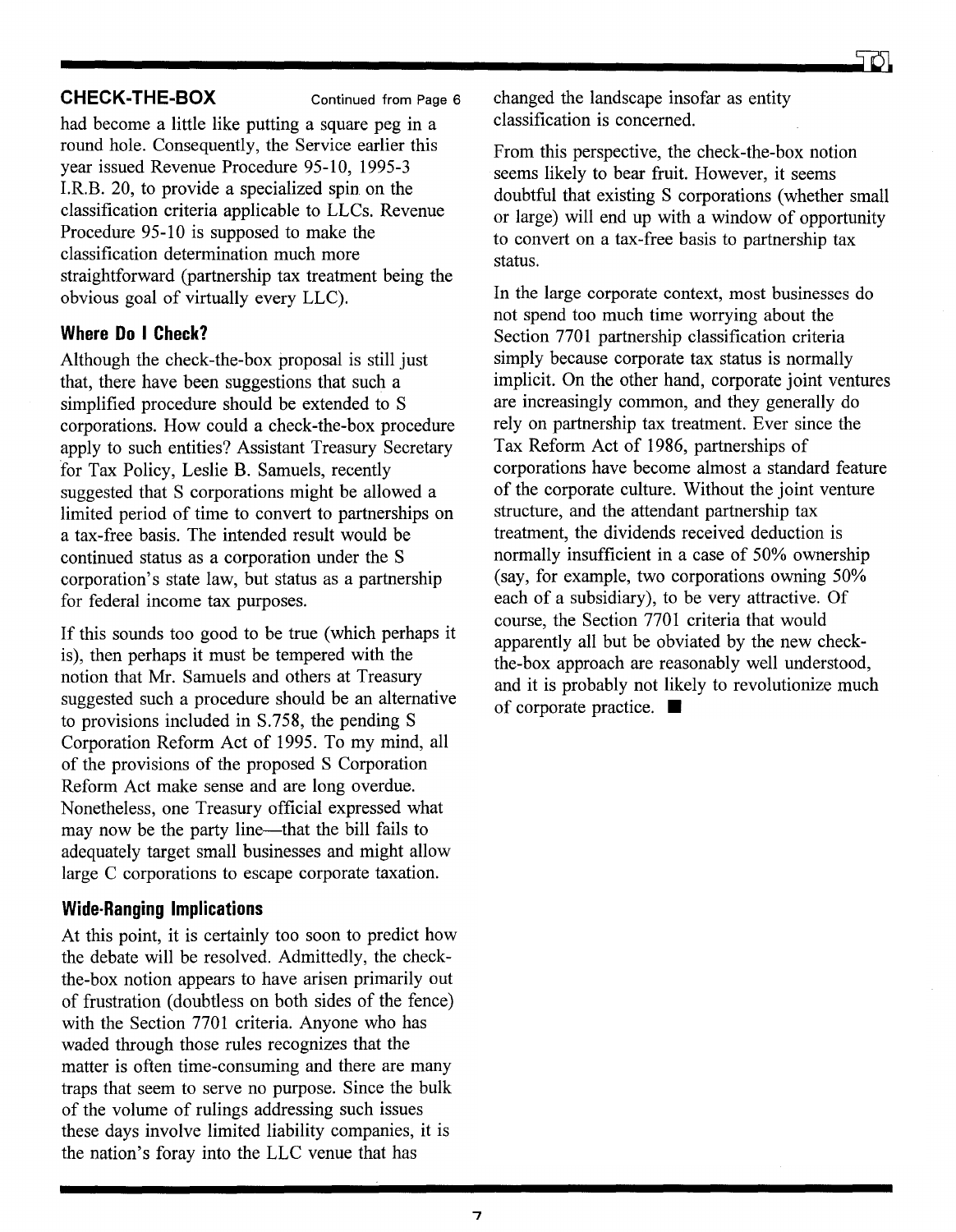## CHECK-THE-BOX Continued from Page 6

had become a little like putting a square peg in a round hole. Consequently, the Service earlier this year issued Revenue Procedure 95-10, 1995-3 I.R.B. 20, to provide a specialized spin on the classification criteria applicable to LLCs. Revenue Procedure 95-10 is supposed to make the classification determination much more straightforward (partnership tax treatment being the obvious goal of virtually every LLC).

### Where Do I Check?

Although the check-the-box proposal is still just that, there have been suggestions that such a simplified procedure should be extended to S corporations. How could a check-the-box procedure apply to such entities? Assistant Treasury Secretary for Tax Policy, Leslie B. Samuels, recently suggested that S corporations might be allowed a limited period of time to convert to partnerships on a tax-free basis. The intended result would be continued status as a corporation under the S corporation's state law, but status as a partnership for federal income tax purposes.

If this sounds too good to be true (which perhaps it is), then perhaps it must be tempered with the notion that Mr. Samuels and others at Treasury suggested such a procedure should be an alternative to provisions included in S.758, the pending S Corporation Reform Act of 1995. To my mind, all of the provisions of the proposed S Corporation Reform Act make sense and are long overdue. Nonetheless, one Treasury official expressed what may now be the party line—that the bill fails to adequately target small businesses and might allow large C corporations to escape corporate taxation.

### Wide-Ranging Implications

At this point, it is certainly too soon to predict how the debate will be resolved. Admittedly, the check-the-box notion appears to have arisen primarily out of frustration (doubtless on both sides of the fence) with the Section 7701 criteria. Anyone who has waded through those rules recognizes that the matter is often time-consuming and there are many traps that seem to serve no purpose. Since the bulk of the volume of rulings addressing such issues these days involve limited liability companies, it is the nation's foray into the LLC venue that has changed the landscape insofar as entity classification is concerned.

From this perspective, the check-the-box notion seems likely to bear fruit. However, it seems doubtful that existing S corporations (whether small or large) will end up with a window of opportunity to convert on a tax-free basis to partnership tax status.

In the large corporate context, most businesses do not spend too much time worrying about the Section 7701 partnership classification criteria simply because corporate tax status is normally implicit. On the other hand, corporate joint ventures are increasingly common, and they generally do rely on partnership tax treatment. Ever since the Tax Reform Act of 1986, partnerships of corporations have become almost a standard feature of the corporate culture. Without the joint venture structure, and the attendant partnership tax treatment, the dividends received deduction is normally insufficient in a case of 50% ownership (say, for example, two corporations owning 50% each of a subsidiary), to be very attractive. Of course, the Section 7701 criteria that would apparently all but be obviated by the new check-the-box approach are reasonably well understood, and it is probably not likely to revolutionize much of corporate practice. ■